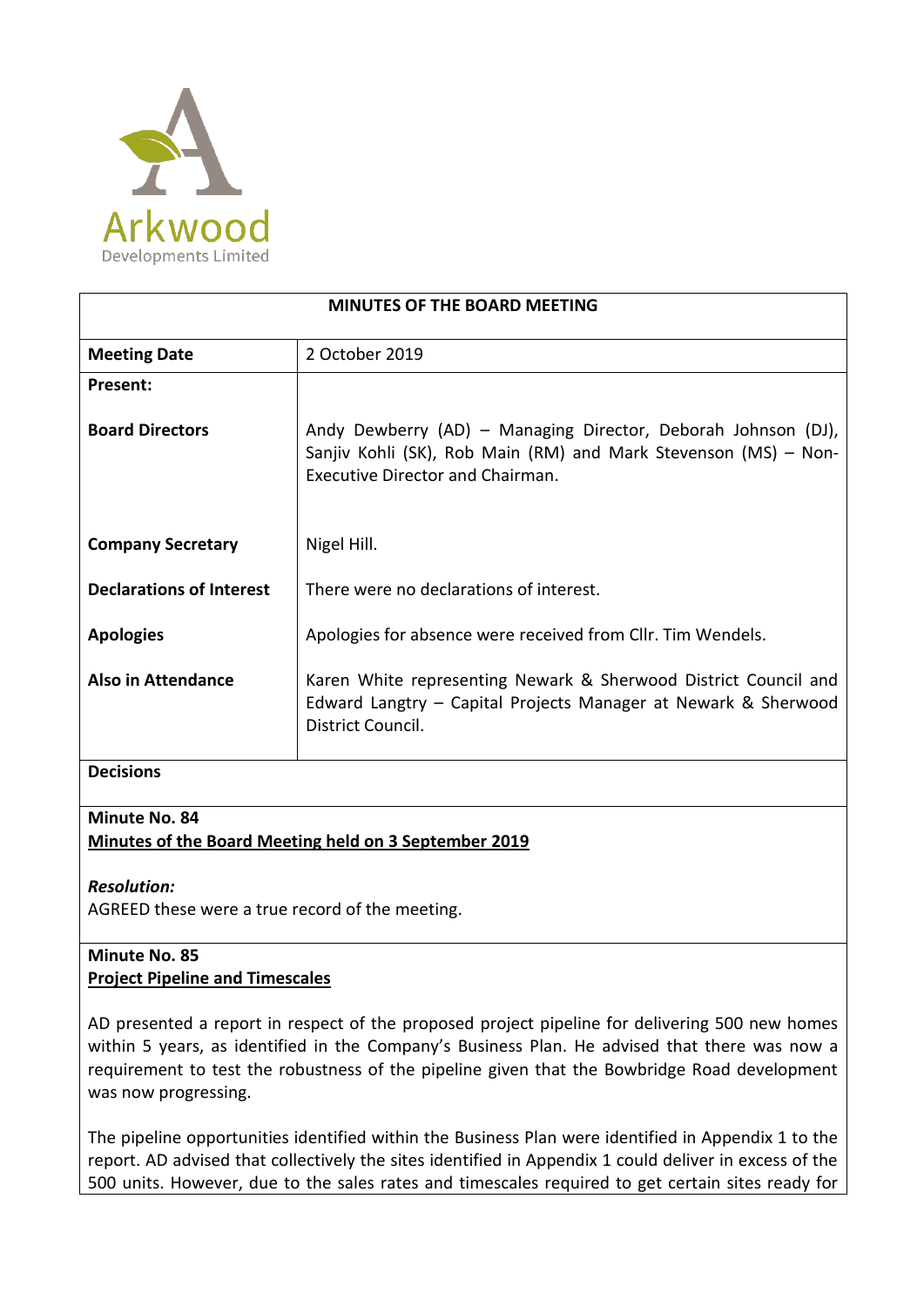Arkwood

Developments Limited

## MINUTES OF THE BOARD MEETING

| | |
|---|---|
| **Meeting Date** | 2 October 2019 |
| **Present:** | |
| **Board Directors** | Andy Dewberry (AD) – Managing Director, Deborah Johnson (DJ), Sanjiv Kohli (SK), Rob Main (RM) and Mark Stevenson (MS) – Non-Executive Director and Chairman. |
| **Company Secretary** | Nigel Hill. |
| **Declarations of Interest** | There were no declarations of interest. |
| **Apologies** | Apologies for absence were received from Cllr. Tim Wendels. |
| **Also in Attendance** | Karen White representing Newark & Sherwood District Council and Edward Langtry – Capital Projects Manager at Newark & Sherwood District Council. |

**Decisions**

**Minute No. 84**
**Minutes of the Board Meeting held on 3 September 2019**

***Resolution:***
AGREED these were a true record of the meeting.

**Minute No. 85**
**Project Pipeline and Timescales**

AD presented a report in respect of the proposed project pipeline for delivering 500 new homes within 5 years, as identified in the Company's Business Plan. He advised that there was now a requirement to test the robustness of the pipeline given that the Bowbridge Road development was now progressing.

The pipeline opportunities identified within the Business Plan were identified in Appendix 1 to the report. AD advised that collectively the sites identified in Appendix 1 could deliver in excess of the 500 units. However, due to the sales rates and timescales required to get certain sites ready for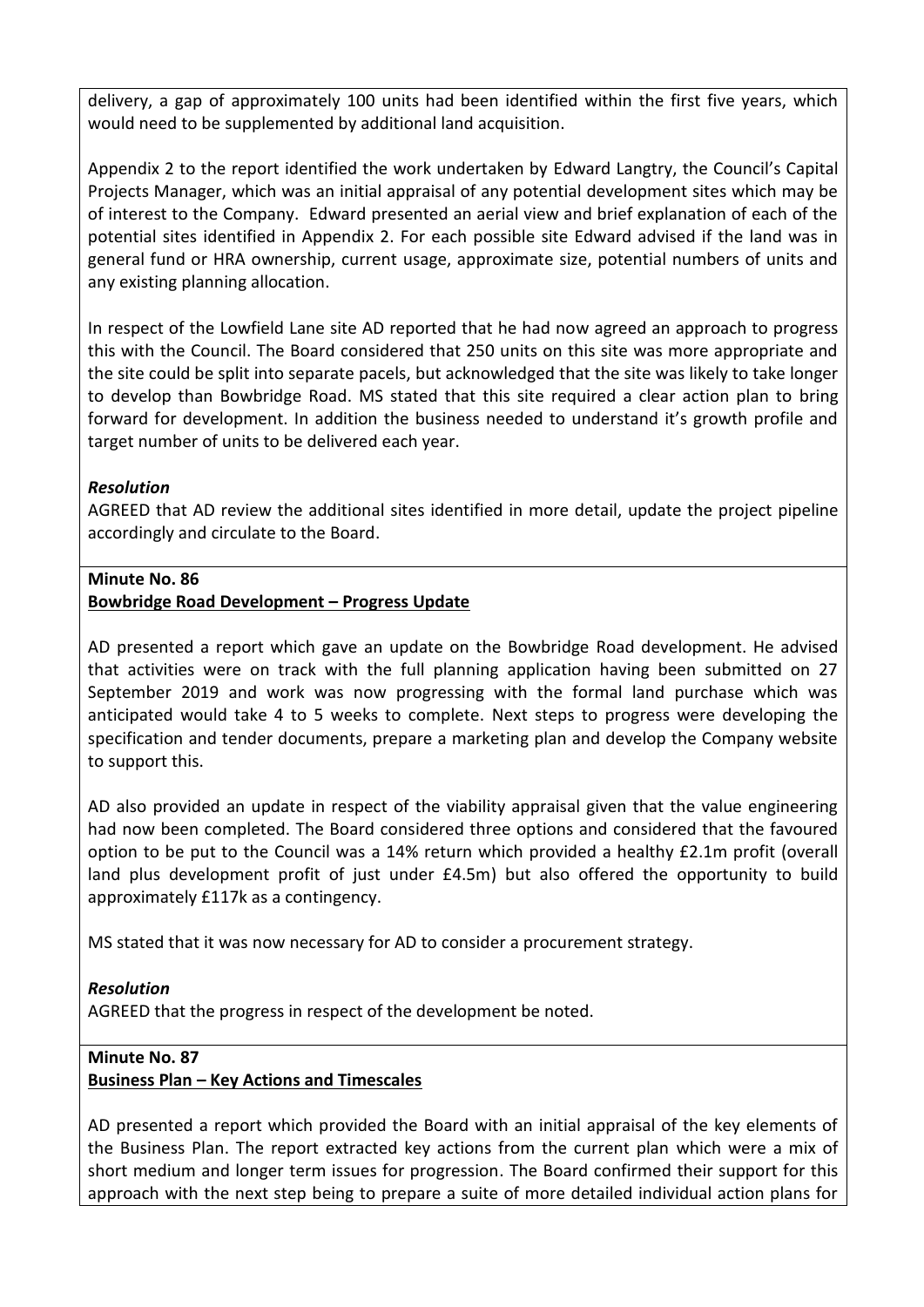delivery, a gap of approximately 100 units had been identified within the first five years, which would need to be supplemented by additional land acquisition.

Appendix 2 to the report identified the work undertaken by Edward Langtry, the Council's Capital Projects Manager, which was an initial appraisal of any potential development sites which may be of interest to the Company. Edward presented an aerial view and brief explanation of each of the potential sites identified in Appendix 2. For each possible site Edward advised if the land was in general fund or HRA ownership, current usage, approximate size, potential numbers of units and any existing planning allocation.

In respect of the Lowfield Lane site AD reported that he had now agreed an approach to progress this with the Council. The Board considered that 250 units on this site was more appropriate and the site could be split into separate pacels, but acknowledged that the site was likely to take longer to develop than Bowbridge Road. MS stated that this site required a clear action plan to bring forward for development. In addition the business needed to understand it's growth profile and target number of units to be delivered each year.

***Resolution***

AGREED that AD review the additional sites identified in more detail, update the project pipeline accordingly and circulate to the Board.

**Minute No. 86**

**<u>Bowbridge Road Development – Progress Update</u>**

AD presented a report which gave an update on the Bowbridge Road development. He advised that activities were on track with the full planning application having been submitted on 27 September 2019 and work was now progressing with the formal land purchase which was anticipated would take 4 to 5 weeks to complete. Next steps to progress were developing the specification and tender documents, prepare a marketing plan and develop the Company website to support this.

AD also provided an update in respect of the viability appraisal given that the value engineering had now been completed. The Board considered three options and considered that the favoured option to be put to the Council was a 14% return which provided a healthy £2.1m profit (overall land plus development profit of just under £4.5m) but also offered the opportunity to build approximately £117k as a contingency.

MS stated that it was now necessary for AD to consider a procurement strategy.

***Resolution***

AGREED that the progress in respect of the development be noted.

**Minute No. 87**

**<u>Business Plan – Key Actions and Timescales</u>**

AD presented a report which provided the Board with an initial appraisal of the key elements of the Business Plan. The report extracted key actions from the current plan which were a mix of short medium and longer term issues for progression. The Board confirmed their support for this approach with the next step being to prepare a suite of more detailed individual action plans for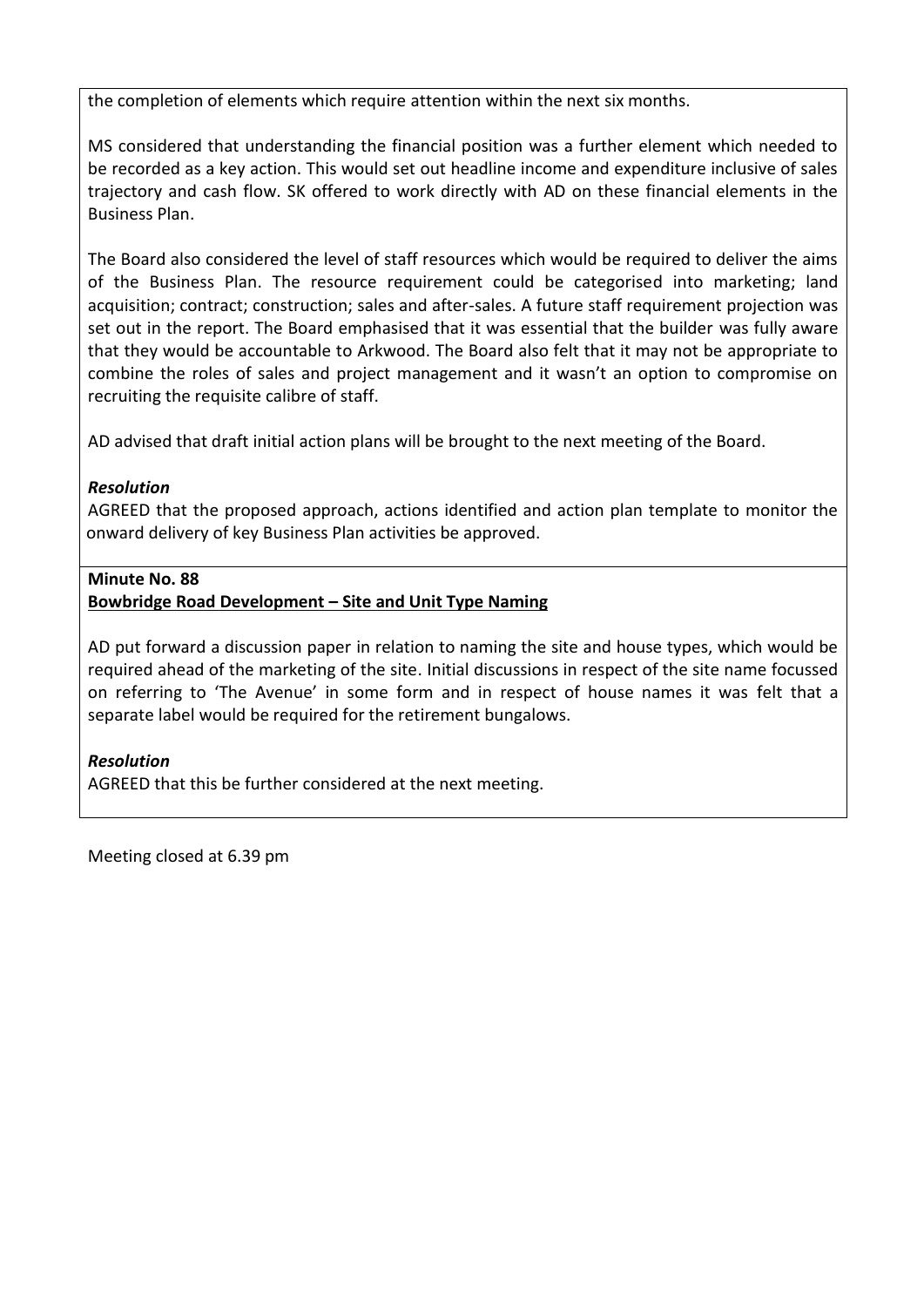the completion of elements which require attention within the next six months.

MS considered that understanding the financial position was a further element which needed to be recorded as a key action. This would set out headline income and expenditure inclusive of sales trajectory and cash flow. SK offered to work directly with AD on these financial elements in the Business Plan.

The Board also considered the level of staff resources which would be required to deliver the aims of the Business Plan. The resource requirement could be categorised into marketing; land acquisition; contract; construction; sales and after-sales. A future staff requirement projection was set out in the report. The Board emphasised that it was essential that the builder was fully aware that they would be accountable to Arkwood. The Board also felt that it may not be appropriate to combine the roles of sales and project management and it wasn't an option to compromise on recruiting the requisite calibre of staff.

AD advised that draft initial action plans will be brought to the next meeting of the Board.

***Resolution***

AGREED that the proposed approach, actions identified and action plan template to monitor the onward delivery of key Business Plan activities be approved.

**Minute No. 88**

**<u>Bowbridge Road Development – Site and Unit Type Naming</u>**

AD put forward a discussion paper in relation to naming the site and house types, which would be required ahead of the marketing of the site. Initial discussions in respect of the site name focussed on referring to 'The Avenue' in some form and in respect of house names it was felt that a separate label would be required for the retirement bungalows.

***Resolution***

AGREED that this be further considered at the next meeting.

Meeting closed at 6.39 pm